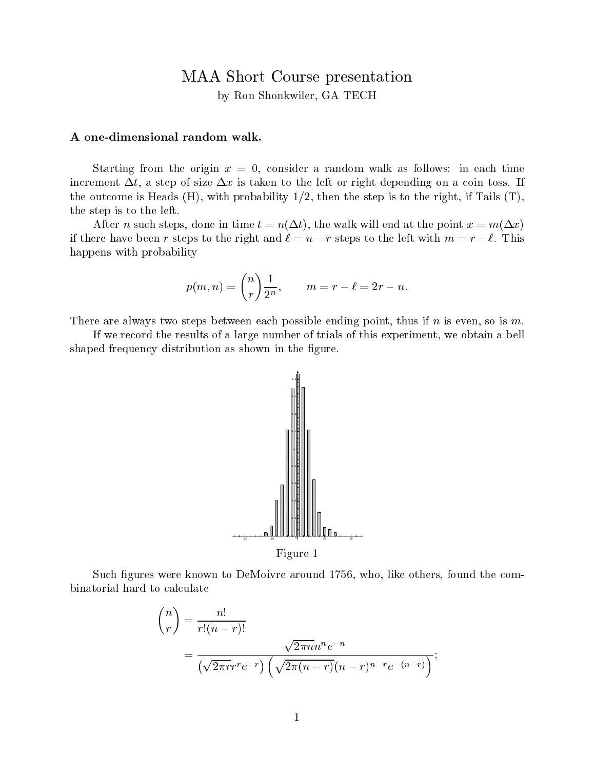# MAA Short Course presentation

by Ron Shonkwiler, GA TECH

### A one-dimensional random walk.

Starting from the origin $x = 0$, consider a random walk as follows: in each time increment $\Delta t$, a step of size $\Delta x$ is taken to the left or right depending on a coin toss. If the outcome is Heads (H), with probability 1/2, then the step is to the right, if Tails (T), the step is to the left.

After $n$ such steps, done in time $t = n(\Delta t)$, the walk will end at the point $x = m(\Delta x)$ if there have been $r$ steps to the right and $\ell = n - r$ steps to the left with $m = r - \ell$. This happens with probability

$$p(m, n) = \binom{n}{r} \frac{1}{2^n}, \qquad m = r - \ell = 2r - n.$$

There are always two steps between each possible ending point, thus if $n$ is even, so is $m$.

If we record the results of a large number of trials of this experiment, we obtain a bell shaped frequency distribution as shown in the figure.

Figure 1

Such figures were known to DeMoivre around 1756, who, like others, found the combinatorial hard to calculate

$$\begin{aligned}
\binom{n}{r} &= \frac{n!}{r!(n-r)!} \\
&= \frac{\sqrt{2\pi n} n^n e^{-n}}{\left(\sqrt{2\pi r} r^r e^{-r}\right)\left(\sqrt{2\pi(n-r)}(n-r)^{n-r} e^{-(n-r)}\right)};
\end{aligned}$$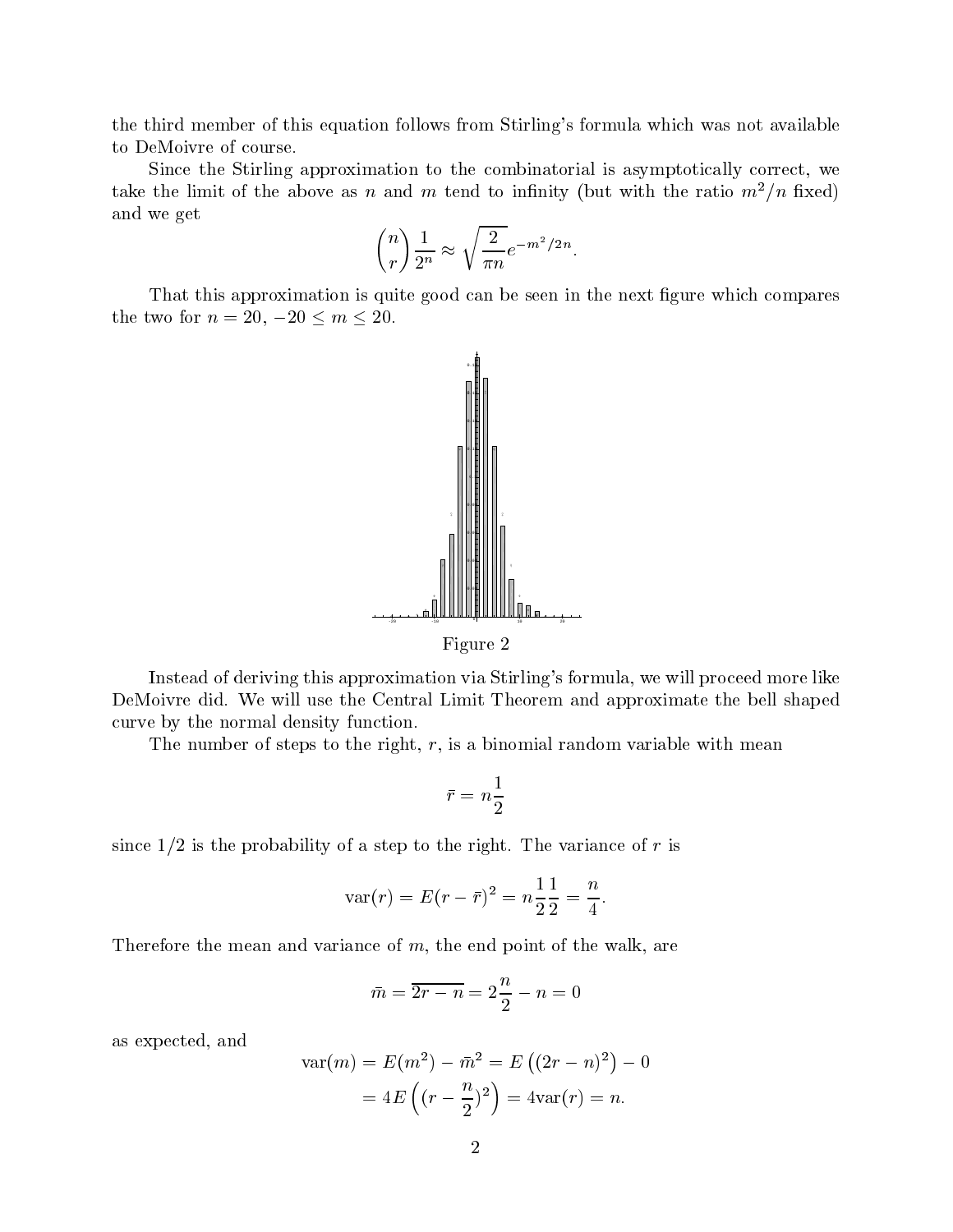the third member of this equation follows from Stirling's formula which was not available to DeMoivre of course.

Since the Stirling approximation to the combinatorial is asymptotically correct, we take the limit of the above as $n$ and $m$ tend to infinity (but with the ratio $m^2/n$ fixed) and we get

$$\binom{n}{r}\frac{1}{2^n} \approx \sqrt{\frac{2}{\pi n}} e^{-m^2/2n}.$$

That this approximation is quite good can be seen in the next figure which compares the two for $n = 20$, $-20 \le m \le 20$.

Figure 2

Instead of deriving this approximation via Stirling's formula, we will proceed more like DeMoivre did. We will use the Central Limit Theorem and approximate the bell shaped curve by the normal density function.

The number of steps to the right, $r$, is a binomial random variable with mean

$$\bar{r} = n\frac{1}{2}$$

since $1/2$ is the probability of a step to the right. The variance of $r$ is

$$\text{var}(r) = E(r - \bar{r})^2 = n\frac{1}{2}\frac{1}{2} = \frac{n}{4}.$$

Therefore the mean and variance of $m$, the end point of the walk, are

$$\bar{m} = \overline{2r - n} = 2\frac{n}{2} - n = 0$$

as expected, and

$$\begin{aligned}\text{var}(m) &= E(m^2) - \bar{m}^2 = E\left((2r - n)^2\right) - 0 \\ &= 4E\left((r - \frac{n}{2})^2\right) = 4\text{var}(r) = n.\end{aligned}$$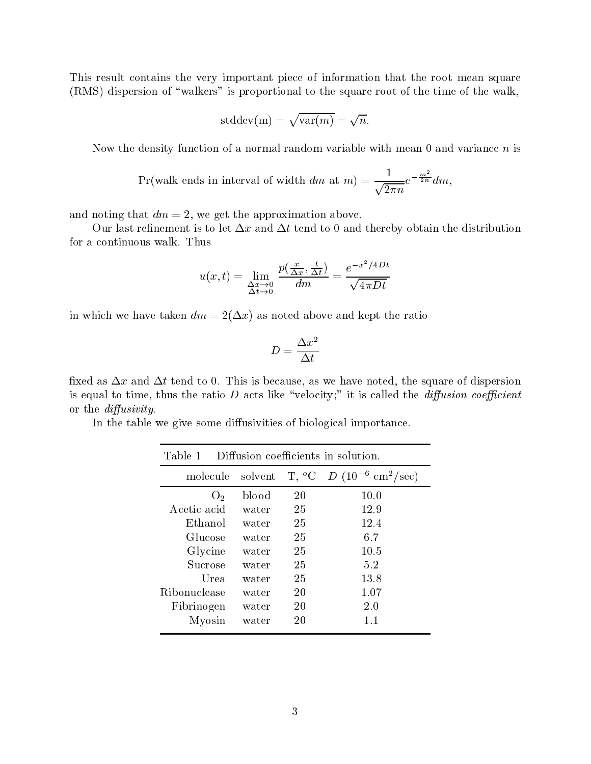This result contains the very important piece of information that the root mean square (RMS) dispersion of "walkers" is proportional to the square root of the time of the walk,

$$\text{stddev(m)} = \sqrt{\text{var}(m)} = \sqrt{n}.$$

Now the density function of a normal random variable with mean 0 and variance $n$ is

$$\Pr(\text{walk ends in interval of width } dm \text{ at } m) = \frac{1}{\sqrt{2\pi n}} e^{-\frac{m^2}{2n}} dm,$$

and noting that $dm = 2$, we get the approximation above.

Our last refinement is to let $\Delta x$ and $\Delta t$ tend to 0 and thereby obtain the distribution for a continuous walk. Thus

$$u(x,t) = \lim_{\substack{\Delta x \to 0 \\ \Delta t \to 0}} \frac{p(\frac{x}{\Delta x}, \frac{t}{\Delta t})}{dm} = \frac{e^{-x^2/4Dt}}{\sqrt{4\pi D t}}$$

in which we have taken $dm = 2(\Delta x)$ as noted above and kept the ratio

$$D = \frac{\Delta x^2}{\Delta t}$$

fixed as $\Delta x$ and $\Delta t$ tend to 0. This is because, as we have noted, the square of dispersion is equal to time, thus the ratio $D$ acts like "velocity;" it is called the *diffusion coefficient* or the *diffusivity*.

In the table we give some diffusivities of biological importance.

Table 1 Diffusion coefficients in solution.

| molecule | solvent | T, $^o$C | $D$ ($10^{-6}$ cm$^2$/sec) |
|---|---|---|---|
| $O_2$ | blood | 20 | 10.0 |
| Acetic acid | water | 25 | 12.9 |
| Ethanol | water | 25 | 12.4 |
| Glucose | water | 25 | 6.7 |
| Glycine | water | 25 | 10.5 |
| Sucrose | water | 25 | 5.2 |
| Urea | water | 25 | 13.8 |
| Ribonuclease | water | 20 | 1.07 |
| Fibrinogen | water | 20 | 2.0 |
| Myosin | water | 20 | 1.1 |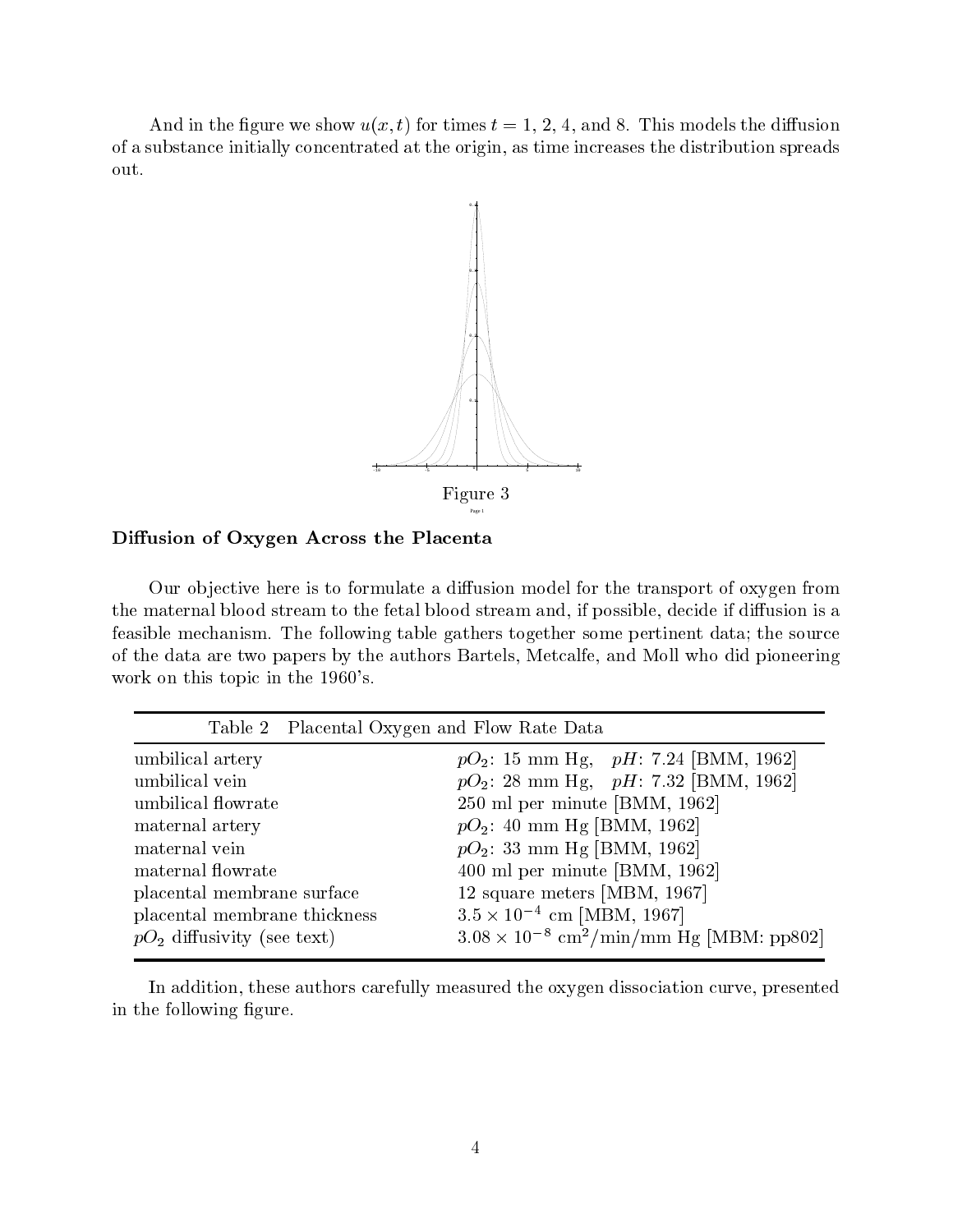And in the figure we show $u(x,t)$ for times $t = 1$, 2, 4, and 8. This models the diffusion of a substance initially concentrated at the origin, as time increases the distribution spreads out.

Figure 3

## Diffusion of Oxygen Across the Placenta

Our objective here is to formulate a diffusion model for the transport of oxygen from the maternal blood stream to the fetal blood stream and, if possible, decide if diffusion is a feasible mechanism. The following table gathers together some pertinent data; the source of the data are two papers by the authors Bartels, Metcalfe, and Moll who did pioneering work on this topic in the 1960's.

Table 2 Placental Oxygen and Flow Rate Data

| | |
|---|---|
| umbilical artery | $pO_2$: 15 mm Hg, $pH$: 7.24 [BMM, 1962] |
| umbilical vein | $pO_2$: 28 mm Hg, $pH$: 7.32 [BMM, 1962] |
| umbilical flowrate | 250 ml per minute [BMM, 1962] |
| maternal artery | $pO_2$: 40 mm Hg [BMM, 1962] |
| maternal vein | $pO_2$: 33 mm Hg [BMM, 1962] |
| maternal flowrate | 400 ml per minute [BMM, 1962] |
| placental membrane surface | 12 square meters [MBM, 1967] |
| placental membrane thickness | $3.5 \times 10^{-4}$ cm [MBM, 1967] |
| $pO_2$ diffusivity (see text) | $3.08 \times 10^{-8}$ cm$^2$/min/mm Hg [MBM: pp802] |

In addition, these authors carefully measured the oxygen dissociation curve, presented in the following figure.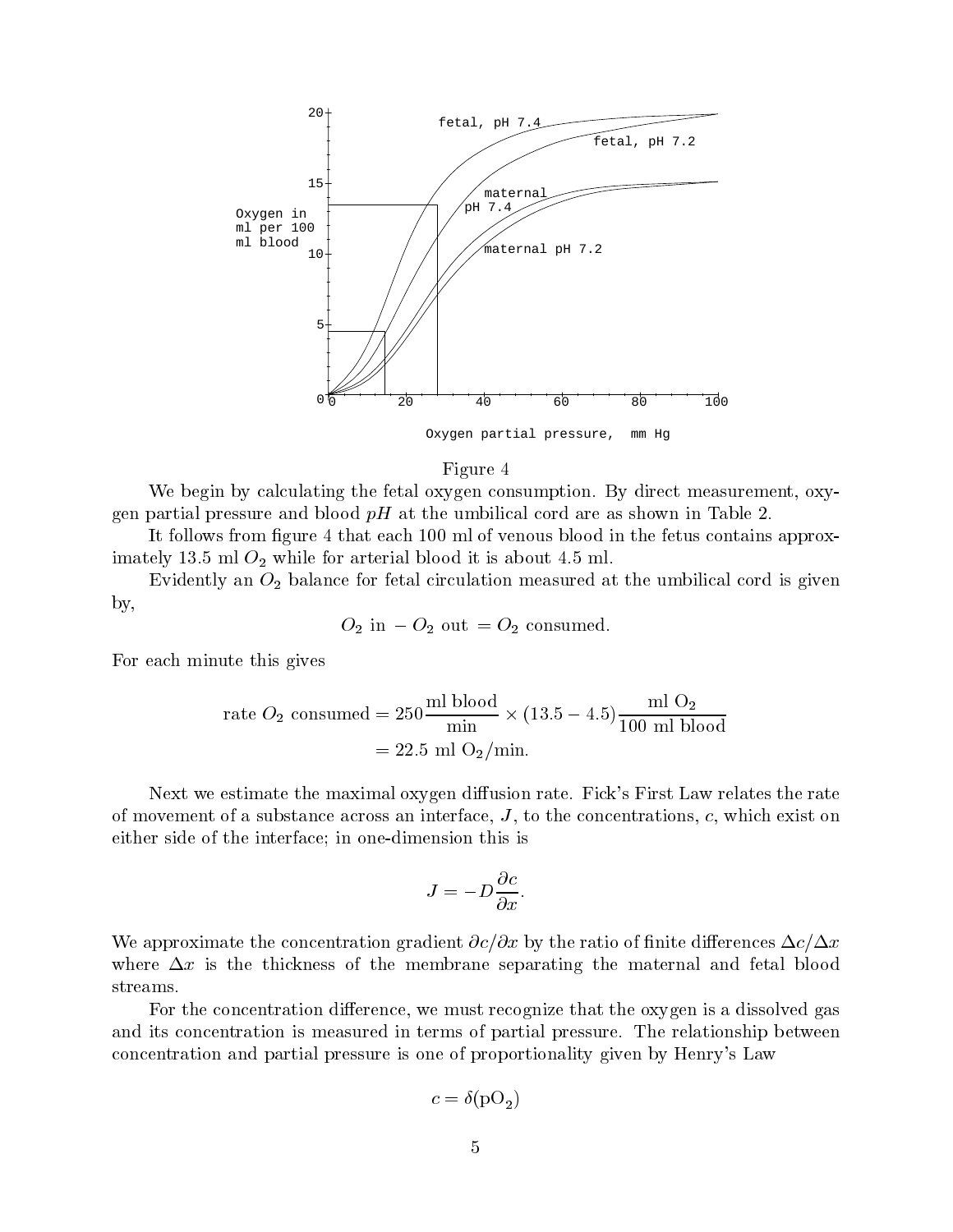Figure 4

We begin by calculating the fetal oxygen consumption. By direct measurement, oxygen partial pressure and blood $pH$ at the umbilical cord are as shown in Table 2.

It follows from figure 4 that each 100 ml of venous blood in the fetus contains approximately 13.5 ml $O_2$ while for arterial blood it is about 4.5 ml.

Evidently an $O_2$ balance for fetal circulation measured at the umbilical cord is given by,

$$O_2 \text{ in } - O_2 \text{ out } = O_2 \text{ consumed.}$$

For each minute this gives

$$\begin{aligned}\text{rate } O_2 \text{ consumed} &= 250 \frac{\text{ml blood}}{\text{min}} \times (13.5 - 4.5) \frac{\text{ml } \mathrm{O_2}}{100 \text{ ml blood}} \\ &= 22.5 \text{ ml } \mathrm{O_2}/\text{min.}\end{aligned}$$

Next we estimate the maximal oxygen diffusion rate. Fick's First Law relates the rate of movement of a substance across an interface, $J$, to the concentrations, $c$, which exist on either side of the interface; in one-dimension this is

$$J = -D \frac{\partial c}{\partial x}.$$

We approximate the concentration gradient $\partial c / \partial x$ by the ratio of finite differences $\Delta c / \Delta x$ where $\Delta x$ is the thickness of the membrane separating the maternal and fetal blood streams.

For the concentration difference, we must recognize that the oxygen is a dissolved gas and its concentration is measured in terms of partial pressure. The relationship between concentration and partial pressure is one of proportionality given by Henry's Law

$$c = \delta(\mathrm{pO_2})$$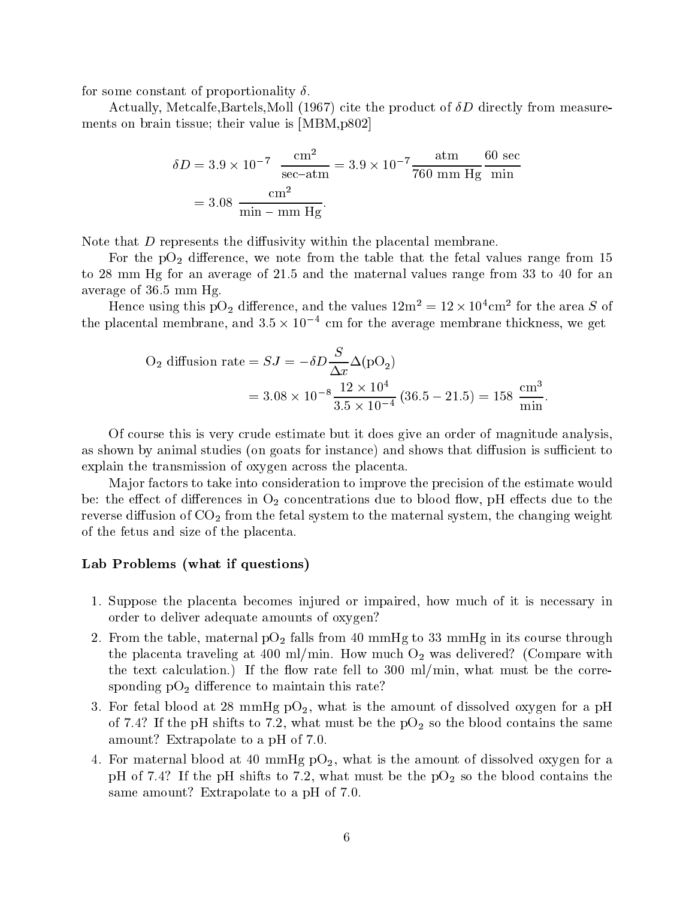for some constant of proportionality $\delta$.

Actually, Metcalfe,Bartels,Moll (1967) cite the product of $\delta D$ directly from measurements on brain tissue; their value is [MBM,p802]

$$
\begin{aligned}
\delta D &= 3.9 \times 10^{-7} \ \frac{\text{cm}^2}{\text{sec–atm}} = 3.9 \times 10^{-7} \frac{\text{atm}}{760 \text{ mm Hg}} \frac{60 \text{ sec}}{\text{min}} \\
&= 3.08 \ \frac{\text{cm}^2}{\text{min} - \text{mm Hg}}.
\end{aligned}
$$

Note that $D$ represents the diffusivity within the placental membrane.

For the $pO_2$ difference, we note from the table that the fetal values range from 15 to 28 mm Hg for an average of 21.5 and the maternal values range from 33 to 40 for an average of 36.5 mm Hg.

Hence using this $pO_2$ difference, and the values $12\text{m}^2 = 12 \times 10^4 \text{cm}^2$ for the area $S$ of the placental membrane, and $3.5 \times 10^{-4}$ cm for the average membrane thickness, we get

$$
\begin{aligned}
O_2 \text{ diffusion rate} = SJ &= -\delta D \frac{S}{\Delta x} \Delta(pO_2) \\
&= 3.08 \times 10^{-8} \frac{12 \times 10^4}{3.5 \times 10^{-4}} (36.5 - 21.5) = 158 \ \frac{\text{cm}^3}{\text{min}}.
\end{aligned}
$$

Of course this is very crude estimate but it does give an order of magnitude analysis, as shown by animal studies (on goats for instance) and shows that diffusion is sufficient to explain the transmission of oxygen across the placenta.

Major factors to take into consideration to improve the precision of the estimate would be: the effect of differences in $O_2$ concentrations due to blood flow, pH effects due to the reverse diffusion of $CO_2$ from the fetal system to the maternal system, the changing weight of the fetus and size of the placenta.

### Lab Problems (what if questions)

1. Suppose the placenta becomes injured or impaired, how much of it is necessary in order to deliver adequate amounts of oxygen?
2. From the table, maternal $pO_2$ falls from 40 mmHg to 33 mmHg in its course through the placenta traveling at 400 ml/min. How much $O_2$ was delivered? (Compare with the text calculation.) If the flow rate fell to 300 ml/min, what must be the corresponding $pO_2$ difference to maintain this rate?
3. For fetal blood at 28 mmHg $pO_2$, what is the amount of dissolved oxygen for a pH of 7.4? If the pH shifts to 7.2, what must be the $pO_2$ so the blood contains the same amount? Extrapolate to a pH of 7.0.
4. For maternal blood at 40 mmHg $pO_2$, what is the amount of dissolved oxygen for a pH of 7.4? If the pH shifts to 7.2, what must be the $pO_2$ so the blood contains the same amount? Extrapolate to a pH of 7.0.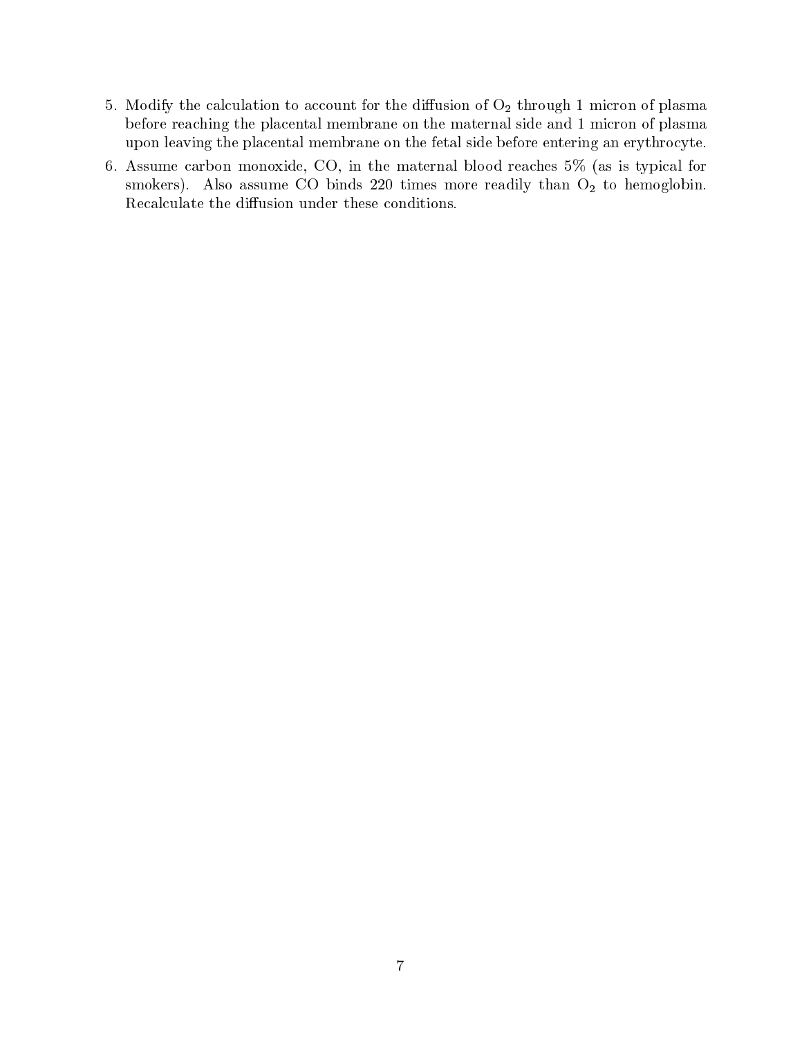5. Modify the calculation to account for the diffusion of $O_2$ through 1 micron of plasma before reaching the placental membrane on the maternal side and 1 micron of plasma upon leaving the placental membrane on the fetal side before entering an erythrocyte.
6. Assume carbon monoxide, CO, in the maternal blood reaches 5% (as is typical for smokers). Also assume CO binds 220 times more readily than $O_2$ to hemoglobin. Recalculate the diffusion under these conditions.